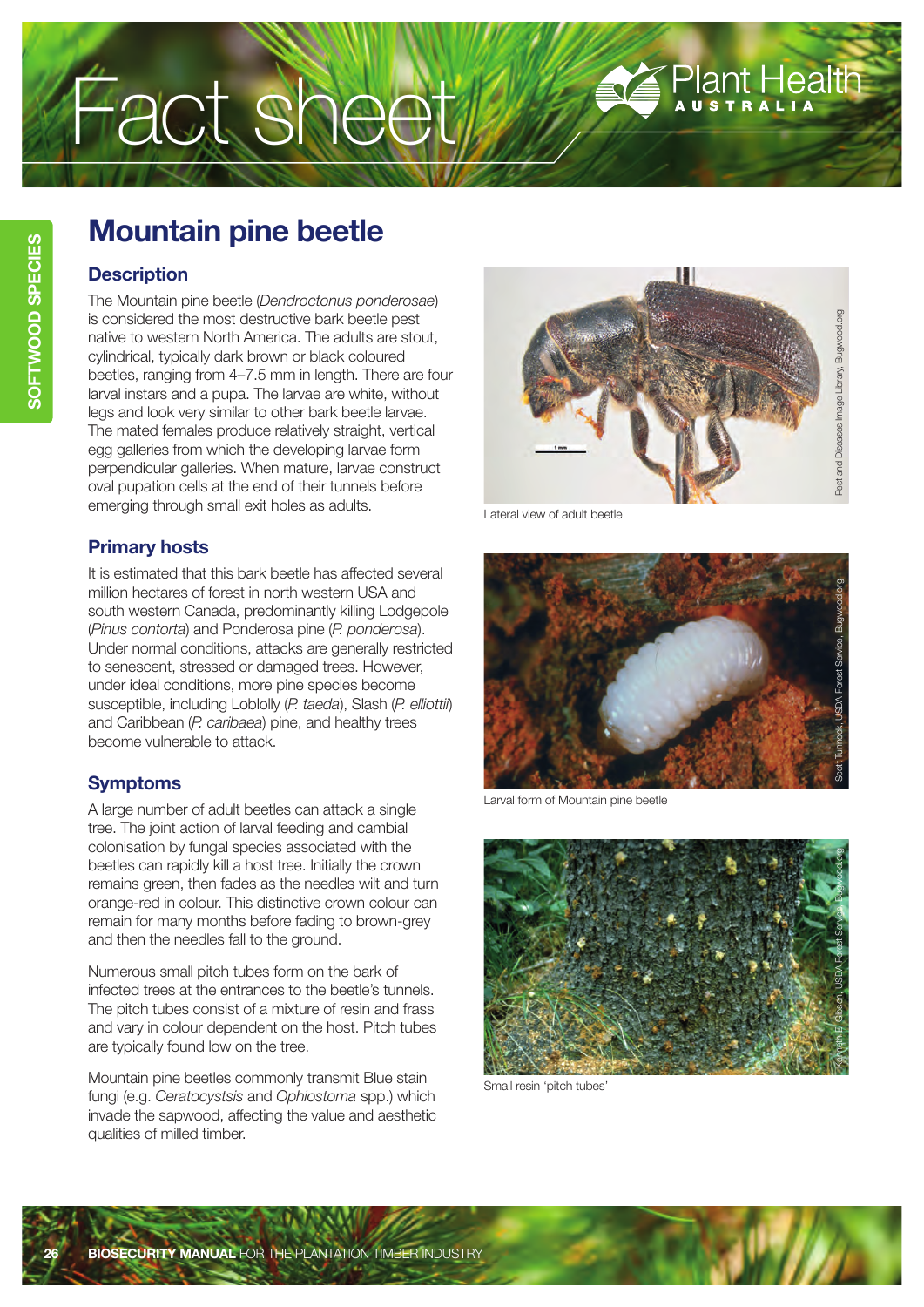# Fact sheet

## Mountain pine beetle

### Description

The Mountain pine beetle (*Dendroctonus ponderosae*) is considered the most destructive bark beetle pest native to western North America. The adults are stout, cylindrical, typically dark brown or black coloured beetles, ranging from 4–7.5 mm in length. There are four larval instars and a pupa. The larvae are white, without legs and look very similar to other bark beetle larvae. The mated females produce relatively straight, vertical egg galleries from which the developing larvae form perpendicular galleries. When mature, larvae construct oval pupation cells at the end of their tunnels before emerging through small exit holes as adults.

### Primary hosts

It is estimated that this bark beetle has affected several million hectares of forest in north western USA and south western Canada, predominantly killing Lodgepole (*Pinus contorta*) and Ponderosa pine (*P. ponderosa*). Under normal conditions, attacks are generally restricted to senescent, stressed or damaged trees. However, under ideal conditions, more pine species become susceptible, including Loblolly (*P. taeda*), Slash (*P. elliottii*) and Caribbean (*P. caribaea*) pine, and healthy trees become vulnerable to attack.

### Symptoms

A large number of adult beetles can attack a single tree. The joint action of larval feeding and cambial colonisation by fungal species associated with the beetles can rapidly kill a host tree. Initially the crown remains green, then fades as the needles wilt and turn orange-red in colour. This distinctive crown colour can remain for many months before fading to brown-grey and then the needles fall to the ground.

Numerous small pitch tubes form on the bark of infected trees at the entrances to the beetle's tunnels. The pitch tubes consist of a mixture of resin and frass and vary in colour dependent on the host. Pitch tubes are typically found low on the tree.

Mountain pine beetles commonly transmit Blue stain fungi (e.g. *Ceratocystsis* and *Ophiostoma* spp.) which invade the sapwood, affecting the value and aesthetic qualities of milled timber.

Lateral view of adult beetle

Larval form of Mountain pine beetle

Small resin 'pitch tubes'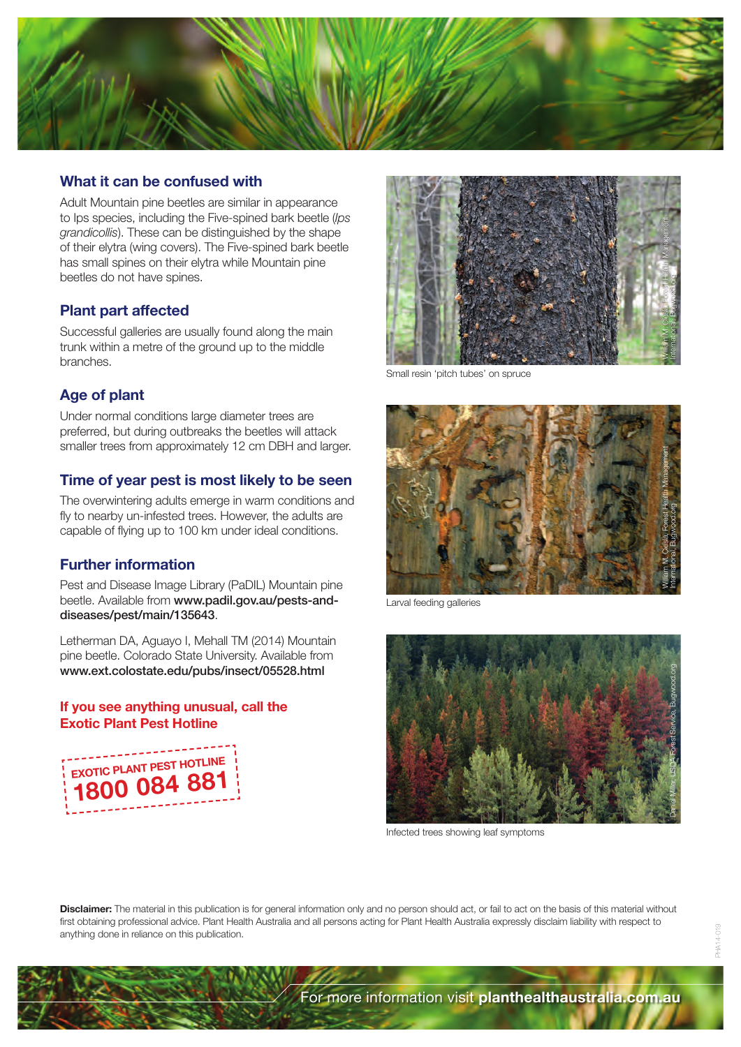## What it can be confused with

Adult Mountain pine beetles are similar in appearance to Ips species, including the Five-spined bark beetle (*Ips grandicollis*). These can be distinguished by the shape of their elytra (wing covers). The Five-spined bark beetle has small spines on their elytra while Mountain pine beetles do not have spines.

## Plant part affected

Successful galleries are usually found along the main trunk within a metre of the ground up to the middle branches.

## Age of plant

Under normal conditions large diameter trees are preferred, but during outbreaks the beetles will attack smaller trees from approximately 12 cm DBH and larger.

## Time of year pest is most likely to be seen

The overwintering adults emerge in warm conditions and fly to nearby un-infested trees. However, the adults are capable of flying up to 100 km under ideal conditions.

## Further information

Pest and Disease Image Library (PaDIL) Mountain pine beetle. Available from **www.padil.gov.au/pests-and-diseases/pest/main/135643**.

Letherman DA, Aguayo I, Mehall TM (2014) Mountain pine beetle. Colorado State University. Available from **www.ext.colostate.edu/pubs/insect/05528.html**

**If you see anything unusual, call the Exotic Plant Pest Hotline**

**EXOTIC PLANT PEST HOTLINE 1800 084 881**

William M. Ciesla, Forest Health Management International, Bugwood.org

Small resin 'pitch tubes' on spruce

William M. Ciesla, Forest Health Management International, Bugwood.org

Larval feeding galleries

David Miller, USDA Forest Service, Bugwood.org

Infected trees showing leaf symptoms

**Disclaimer:** The material in this publication is for general information only and no person should act, or fail to act on the basis of this material without first obtaining professional advice. Plant Health Australia and all persons acting for Plant Health Australia expressly disclaim liability with respect to anything done in reliance on this publication.

For more information visit **planthealthaustralia.com.au**